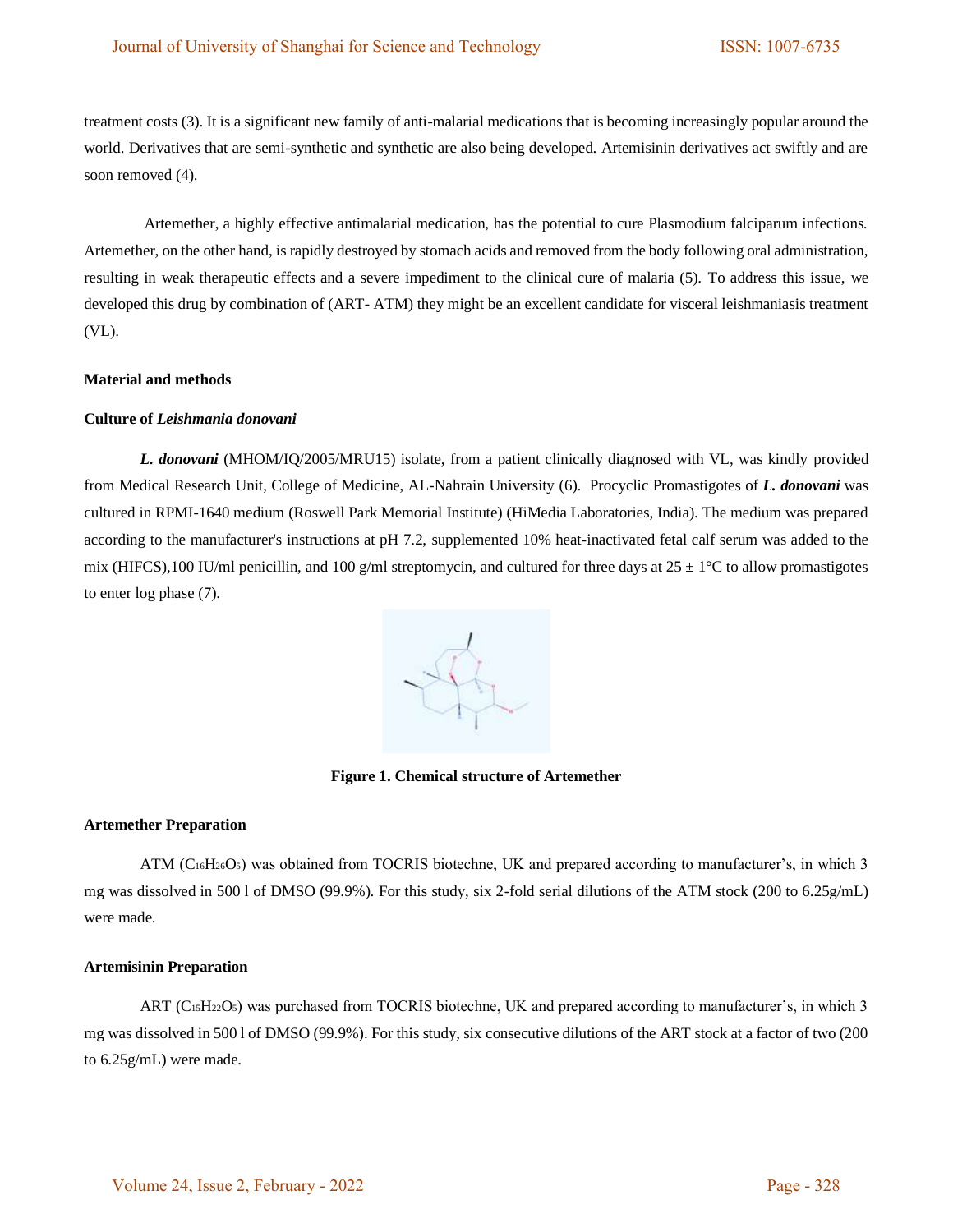treatment costs (3). It is a significant new family of anti-malarial medications that is becoming increasingly popular around the world. Derivatives that are semi-synthetic and synthetic are also being developed. Artemisinin derivatives act swiftly and are soon removed (4).

Artemether, a highly effective antimalarial medication, has the potential to cure Plasmodium falciparum infections. Artemether, on the other hand, is rapidly destroyed by stomach acids and removed from the body following oral administration, resulting in weak therapeutic effects and a severe impediment to the clinical cure of malaria (5). To address this issue, we developed this drug by combination of (ART- ATM) they might be an excellent candidate for visceral leishmaniasis treatment (VL).

### Material and methods

### Culture of *Leishmania donovani*

***L. donovani*** (MHOM/IQ/2005/MRU15) isolate, from a patient clinically diagnosed with VL, was kindly provided from Medical Research Unit, College of Medicine, AL-Nahrain University (6). Procyclic Promastigotes of ***L. donovani*** was cultured in RPMI-1640 medium (Roswell Park Memorial Institute) (HiMedia Laboratories, India). The medium was prepared according to the manufacturer's instructions at pH 7.2, supplemented 10% heat-inactivated fetal calf serum was added to the mix (HIFCS),100 IU/ml penicillin, and 100 g/ml streptomycin, and cultured for three days at 25 ± 1°C to allow promastigotes to enter log phase (7).

**Figure 1. Chemical structure of Artemether**

### Artemether Preparation

ATM ($C_{16}H_{26}O_5$) was obtained from TOCRIS biotechne, UK and prepared according to manufacturer's, in which 3 mg was dissolved in 500 l of DMSO (99.9%). For this study, six 2-fold serial dilutions of the ATM stock (200 to 6.25g/mL) were made.

### Artemisinin Preparation

ART ($C_{15}H_{22}O_5$) was purchased from TOCRIS biotechne, UK and prepared according to manufacturer's, in which 3 mg was dissolved in 500 l of DMSO (99.9%). For this study, six consecutive dilutions of the ART stock at a factor of two (200 to 6.25g/mL) were made.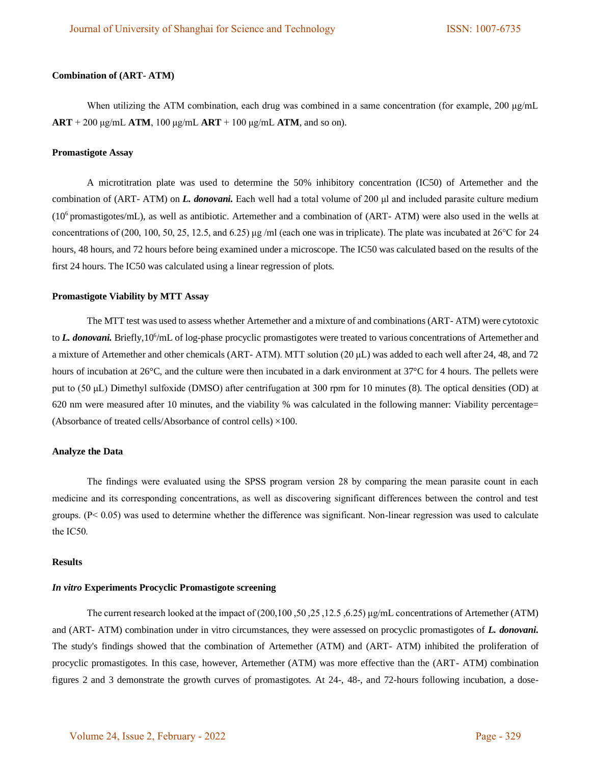**Combination of (ART- ATM)**

When utilizing the ATM combination, each drug was combined in a same concentration (for example, 200 µg/mL **ART** + 200 µg/mL **ATM**, 100 µg/mL **ART** + 100 µg/mL **ATM**, and so on).

**Promastigote Assay**

A microtitration plate was used to determine the 50% inhibitory concentration (IC50) of Artemether and the combination of (ART- ATM) on ***L. donovani.*** Each well had a total volume of 200 µl and included parasite culture medium ($10^6$ promastigotes/mL), as well as antibiotic. Artemether and a combination of (ART- ATM) were also used in the wells at concentrations of (200, 100, 50, 25, 12.5, and 6.25) µg /ml (each one was in triplicate). The plate was incubated at 26°C for 24 hours, 48 hours, and 72 hours before being examined under a microscope. The IC50 was calculated based on the results of the first 24 hours. The IC50 was calculated using a linear regression of plots.

**Promastigote Viability by MTT Assay**

The MTT test was used to assess whether Artemether and a mixture of and combinations (ART- ATM) were cytotoxic to ***L. donovani.*** Briefly,$10^6$/mL of log-phase procyclic promastigotes were treated to various concentrations of Artemether and a mixture of Artemether and other chemicals (ART- ATM). MTT solution (20 µL) was added to each well after 24, 48, and 72 hours of incubation at 26°C, and the culture were then incubated in a dark environment at 37°C for 4 hours. The pellets were put to (50 µL) Dimethyl sulfoxide (DMSO) after centrifugation at 300 rpm for 10 minutes (8). The optical densities (OD) at 620 nm were measured after 10 minutes, and the viability % was calculated in the following manner: Viability percentage= (Absorbance of treated cells/Absorbance of control cells) ×100.

**Analyze the Data**

The findings were evaluated using the SPSS program version 28 by comparing the mean parasite count in each medicine and its corresponding concentrations, as well as discovering significant differences between the control and test groups. ($P< 0.05$) was used to determine whether the difference was significant. Non-linear regression was used to calculate the IC50.

**Results**

***In vitro* Experiments Procyclic Promastigote screening**

The current research looked at the impact of (200,100 ,50 ,25 ,12.5 ,6.25) µg/mL concentrations of Artemether (ATM) and (ART- ATM) combination under in vitro circumstances, they were assessed on procyclic promastigotes of ***L. donovani.*** The study's findings showed that the combination of Artemether (ATM) and (ART- ATM) inhibited the proliferation of procyclic promastigotes. In this case, however, Artemether (ATM) was more effective than the (ART- ATM) combination figures 2 and 3 demonstrate the growth curves of promastigotes. At 24-, 48-, and 72-hours following incubation, a dose-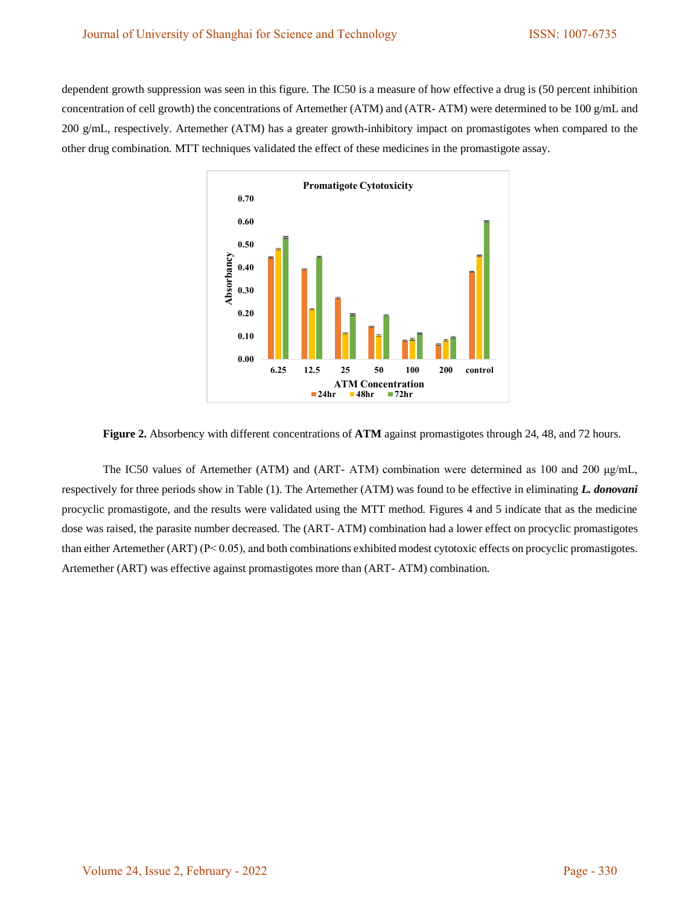dependent growth suppression was seen in this figure. The IC50 is a measure of how effective a drug is (50 percent inhibition concentration of cell growth) the concentrations of Artemether (ATM) and (ATR- ATM) were determined to be 100 g/mL and 200 g/mL, respectively. Artemether (ATM) has a greater growth-inhibitory impact on promastigotes when compared to the other drug combination. MTT techniques validated the effect of these medicines in the promastigote assay.

**Figure 2.** Absorbency with different concentrations of **ATM** against promastigotes through 24, 48, and 72 hours.

The IC50 values of Artemether (ATM) and (ART- ATM) combination were determined as 100 and 200 μg/mL, respectively for three periods show in Table (1). The Artemether (ATM) was found to be effective in eliminating ***L. donovani*** procyclic promastigote, and the results were validated using the MTT method. Figures 4 and 5 indicate that as the medicine dose was raised, the parasite number decreased. The (ART- ATM) combination had a lower effect on procyclic promastigotes than either Artemether (ART) ($P < 0.05$), and both combinations exhibited modest cytotoxic effects on procyclic promastigotes. Artemether (ART) was effective against promastigotes more than (ART- ATM) combination.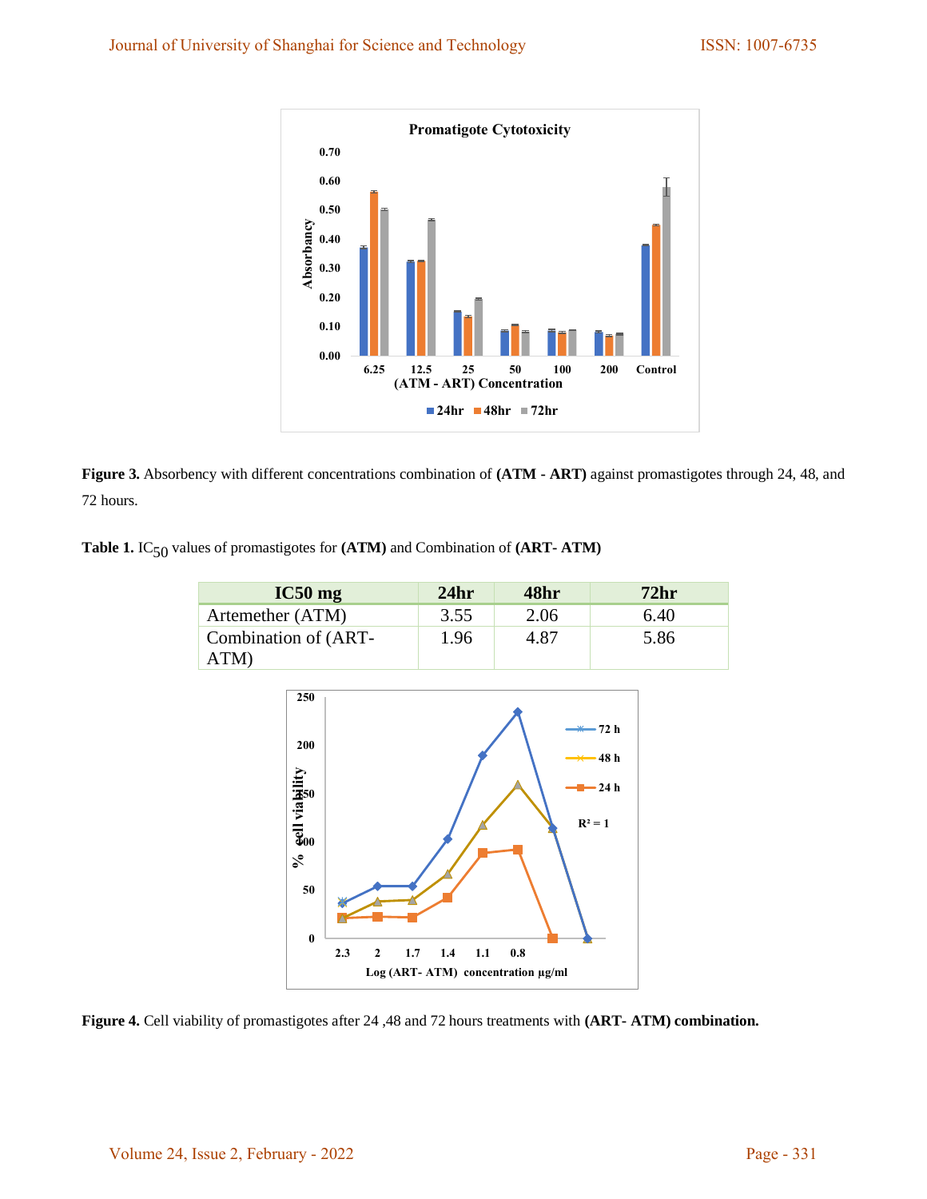**Figure 3.** Absorbency with different concentrations combination of **(ATM - ART)** against promastigotes through 24, 48, and 72 hours.

**Table 1.** $IC_{50}$ values of promastigotes for **(ATM)** and Combination of **(ART- ATM)**

| IC50 mg | 24hr | 48hr | 72hr |
|---|---|---|---|
| Artemether (ATM) | 3.55 | 2.06 | 6.40 |
| Combination of (ART-ATM) | 1.96 | 4.87 | 5.86 |

**Figure 4.** Cell viability of promastigotes after 24 ,48 and 72 hours treatments with **(ART- ATM) combination.**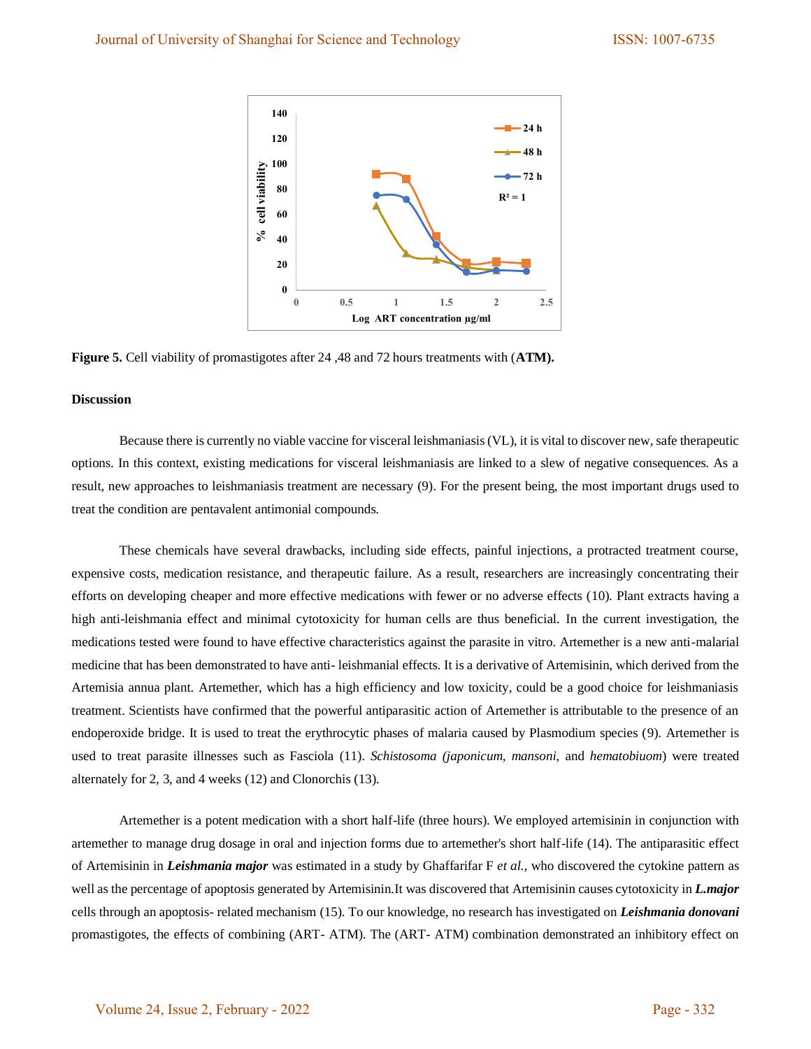**Figure 5.** Cell viability of promastigotes after 24 ,48 and 72 hours treatments with (**ATM).**

**Discussion**

Because there is currently no viable vaccine for visceral leishmaniasis (VL), it is vital to discover new, safe therapeutic options. In this context, existing medications for visceral leishmaniasis are linked to a slew of negative consequences. As a result, new approaches to leishmaniasis treatment are necessary (9). For the present being, the most important drugs used to treat the condition are pentavalent antimonial compounds.

These chemicals have several drawbacks, including side effects, painful injections, a protracted treatment course, expensive costs, medication resistance, and therapeutic failure. As a result, researchers are increasingly concentrating their efforts on developing cheaper and more effective medications with fewer or no adverse effects (10). Plant extracts having a high anti-leishmania effect and minimal cytotoxicity for human cells are thus beneficial. In the current investigation, the medications tested were found to have effective characteristics against the parasite in vitro. Artemether is a new anti-malarial medicine that has been demonstrated to have anti- leishmanial effects. It is a derivative of Artemisinin, which derived from the Artemisia annua plant. Artemether, which has a high efficiency and low toxicity, could be a good choice for leishmaniasis treatment. Scientists have confirmed that the powerful antiparasitic action of Artemether is attributable to the presence of an endoperoxide bridge. It is used to treat the erythrocytic phases of malaria caused by Plasmodium species (9). Artemether is used to treat parasite illnesses such as Fasciola (11). *Schistosoma (japonicum, mansoni,* and *hematobiuom*) were treated alternately for 2, 3, and 4 weeks (12) and Clonorchis (13).

Artemether is a potent medication with a short half-life (three hours). We employed artemisinin in conjunction with artemether to manage drug dosage in oral and injection forms due to artemether's short half-life (14). The antiparasitic effect of Artemisinin in ***Leishmania major*** was estimated in a study by Ghaffarifar F *et al.*, who discovered the cytokine pattern as well as the percentage of apoptosis generated by Artemisinin.It was discovered that Artemisinin causes cytotoxicity in ***L.major*** cells through an apoptosis- related mechanism (15). To our knowledge, no research has investigated on ***Leishmania donovani*** promastigotes, the effects of combining (ART- ATM). The (ART- ATM) combination demonstrated an inhibitory effect on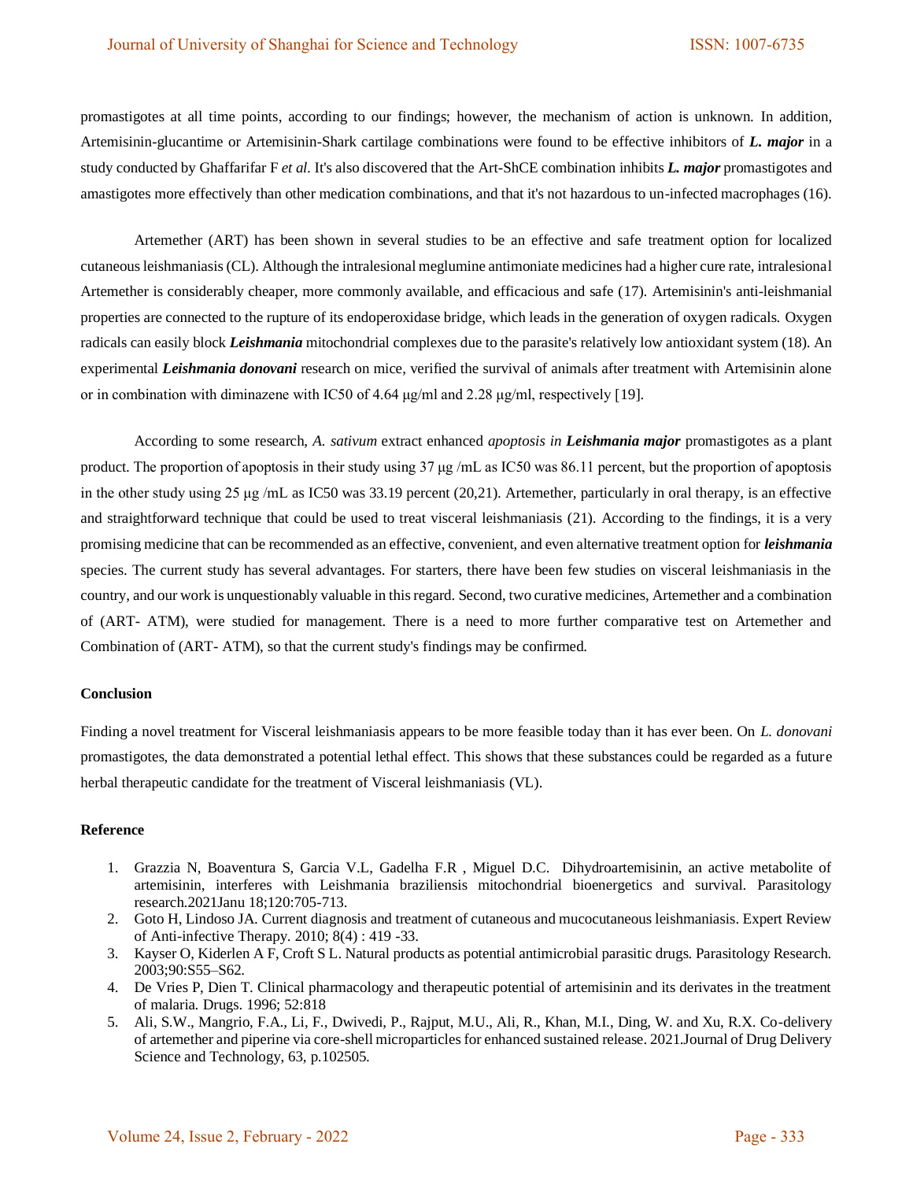promastigotes at all time points, according to our findings; however, the mechanism of action is unknown. In addition, Artemisinin-glucantime or Artemisinin-Shark cartilage combinations were found to be effective inhibitors of ***L. major*** in a study conducted by Ghaffarifar F *et al*. It's also discovered that the Art-ShCE combination inhibits ***L. major*** promastigotes and amastigotes more effectively than other medication combinations, and that it's not hazardous to un-infected macrophages (16).

Artemether (ART) has been shown in several studies to be an effective and safe treatment option for localized cutaneous leishmaniasis (CL). Although the intralesional meglumine antimoniate medicines had a higher cure rate, intralesional Artemether is considerably cheaper, more commonly available, and efficacious and safe (17). Artemisinin's anti-leishmanial properties are connected to the rupture of its endoperoxidase bridge, which leads in the generation of oxygen radicals. Oxygen radicals can easily block ***Leishmania*** mitochondrial complexes due to the parasite's relatively low antioxidant system (18). An experimental ***Leishmania donovani*** research on mice, verified the survival of animals after treatment with Artemisinin alone or in combination with diminazene with IC50 of 4.64 μg/ml and 2.28 μg/ml, respectively [19].

According to some research, *A. sativum* extract enhanced *apoptosis in* ***Leishmania major*** promastigotes as a plant product. The proportion of apoptosis in their study using 37 μg /mL as IC50 was 86.11 percent, but the proportion of apoptosis in the other study using 25 μg /mL as IC50 was 33.19 percent (20,21). Artemether, particularly in oral therapy, is an effective and straightforward technique that could be used to treat visceral leishmaniasis (21). According to the findings, it is a very promising medicine that can be recommended as an effective, convenient, and even alternative treatment option for ***leishmania*** species. The current study has several advantages. For starters, there have been few studies on visceral leishmaniasis in the country, and our work is unquestionably valuable in this regard. Second, two curative medicines, Artemether and a combination of (ART- ATM), were studied for management. There is a need to more further comparative test on Artemether and Combination of (ART- ATM), so that the current study's findings may be confirmed.

**Conclusion**

Finding a novel treatment for Visceral leishmaniasis appears to be more feasible today than it has ever been. On *L. donovani* promastigotes, the data demonstrated a potential lethal effect. This shows that these substances could be regarded as a future herbal therapeutic candidate for the treatment of Visceral leishmaniasis (VL).

**Reference**

1. Grazzia N, Boaventura S, Garcia V.L, Gadelha F.R , Miguel D.C. Dihydroartemisinin, an active metabolite of artemisinin, interferes with Leishmania braziliensis mitochondrial bioenergetics and survival. Parasitology research.2021Janu 18;120:705-713.
2. Goto H, Lindoso JA. Current diagnosis and treatment of cutaneous and mucocutaneous leishmaniasis. Expert Review of Anti-infective Therapy. 2010; 8(4) : 419 -33.
3. Kayser O, Kiderlen A F, Croft S L. Natural products as potential antimicrobial parasitic drugs. Parasitology Research. 2003;90:S55–S62.
4. De Vries P, Dien T. Clinical pharmacology and therapeutic potential of artemisinin and its derivates in the treatment of malaria. Drugs. 1996; 52:818
5. Ali, S.W., Mangrio, F.A., Li, F., Dwivedi, P., Rajput, M.U., Ali, R., Khan, M.I., Ding, W. and Xu, R.X. Co-delivery of artemether and piperine via core-shell microparticles for enhanced sustained release. 2021.Journal of Drug Delivery Science and Technology, 63, p.102505.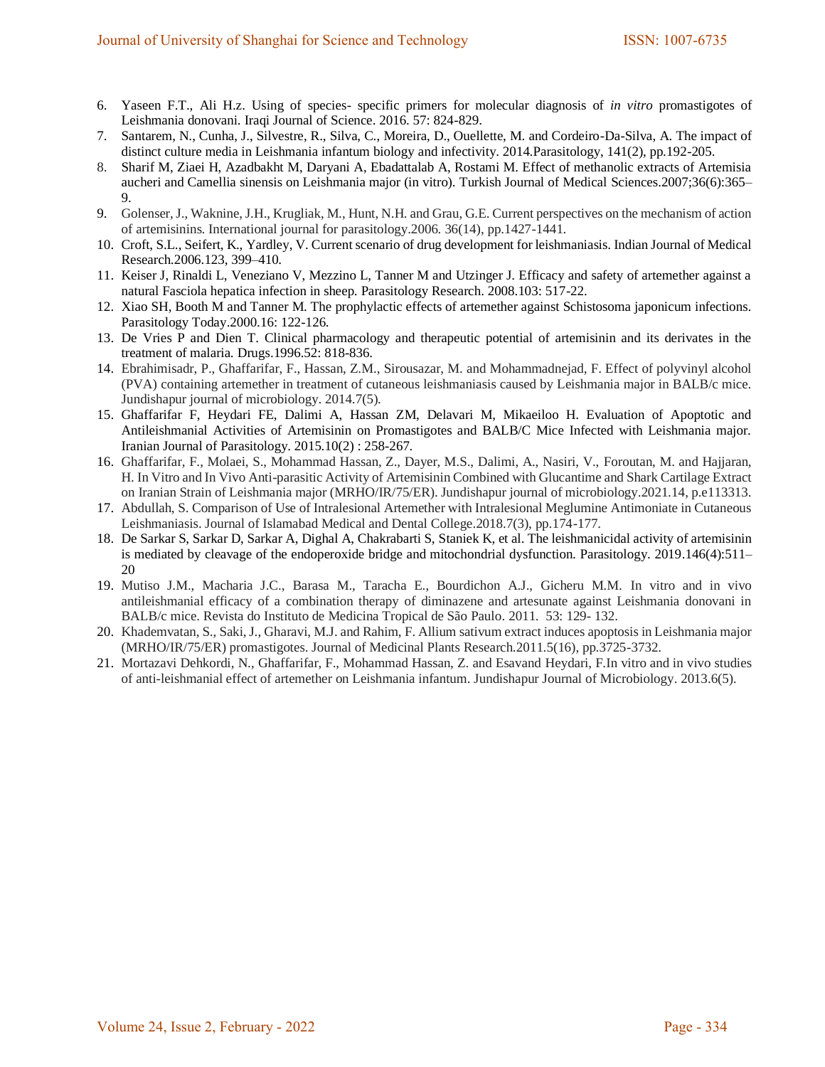6. Yaseen F.T., Ali H.z. Using of species- specific primers for molecular diagnosis of *in vitro* promastigotes of Leishmania donovani. Iraqi Journal of Science. 2016. 57: 824-829.
7. Santarem, N., Cunha, J., Silvestre, R., Silva, C., Moreira, D., Ouellette, M. and Cordeiro-Da-Silva, A. The impact of distinct culture media in Leishmania infantum biology and infectivity. 2014.Parasitology, 141(2), pp.192-205.
8. Sharif M, Ziaei H, Azadbakht M, Daryani A, Ebadattalab A, Rostami M. Effect of methanolic extracts of Artemisia aucheri and Camellia sinensis on Leishmania major (in vitro). Turkish Journal of Medical Sciences.2007;36(6):365–9.
9. Golenser, J., Waknine, J.H., Krugliak, M., Hunt, N.H. and Grau, G.E. Current perspectives on the mechanism of action of artemisinins. International journal for parasitology.2006. 36(14), pp.1427-1441.
10. Croft, S.L., Seifert, K., Yardley, V. Current scenario of drug development for leishmaniases. Indian Journal of Medical Research.2006.123, 399–410.
11. Keiser J, Rinaldi L, Veneziano V, Mezzino L, Tanner M and Utzinger J. Efficacy and safety of artemether against a natural Fasciola hepatica infection in sheep. Parasitology Research. 2008.103: 517-22.
12. Xiao SH, Booth M and Tanner M. The prophylactic effects of artemether against Schistosoma japonicum infections. Parasitology Today.2000.16: 122-126.
13. De Vries P and Dien T. Clinical pharmacology and therapeutic potential of artemisinin and its derivates in the treatment of malaria. Drugs.1996.52: 818-836.
14. Ebrahimisadr, P., Ghaffarifar, F., Hassan, Z.M., Sirousazar, M. and Mohammadnejad, F. Effect of polyvinyl alcohol (PVA) containing artemether in treatment of cutaneous leishmaniasis caused by Leishmania major in BALB/c mice. Jundishapur journal of microbiology. 2014.7(5).
15. Ghaffarifar F, Heydari FE, Dalimi A, Hassan ZM, Delavari M, Mikaeiloo H. Evaluation of Apoptotic and Antileishmanial Activities of Artemisinin on Promastigotes and BALB/C Mice Infected with Leishmania major. Iranian Journal of Parasitology. 2015.10(2) : 258-267.
16. Ghaffarifar, F., Molaei, S., Mohammad Hassan, Z., Dayer, M.S., Dalimi, A., Nasiri, V., Foroutan, M. and Hajjaran, H. In Vitro and In Vivo Anti-parasitic Activity of Artemisinin Combined with Glucantime and Shark Cartilage Extract on Iranian Strain of Leishmania major (MRHO/IR/75/ER). Jundishapur journal of microbiology.2021.14, p.e113313.
17. Abdullah, S. Comparison of Use of Intralesional Artemether with Intralesional Meglumine Antimoniate in Cutaneous Leishmaniasis. Journal of Islamabad Medical and Dental College.2018.7(3), pp.174-177.
18. De Sarkar S, Sarkar D, Sarkar A, Dighal A, Chakrabarti S, Staniek K, et al. The leishmanicidal activity of artemisinin is mediated by cleavage of the endoperoxide bridge and mitochondrial dysfunction. Parasitology. 2019.146(4):511–20
19. Mutiso J.M., Macharia J.C., Barasa M., Taracha E., Bourdichon A.J., Gicheru M.M. In vitro and in vivo antileishmanial efficacy of a combination therapy of diminazene and artesunate against Leishmania donovani in BALB/c mice. Revista do Instituto de Medicina Tropical de São Paulo. 2011. 53: 129- 132.
20. Khademvatan, S., Saki, J., Gharavi, M.J. and Rahim, F. Allium sativum extract induces apoptosis in Leishmania major (MRHO/IR/75/ER) promastigotes. Journal of Medicinal Plants Research.2011.5(16), pp.3725-3732.
21. Mortazavi Dehkordi, N., Ghaffarifar, F., Mohammad Hassan, Z. and Esavand Heydari, F.In vitro and in vivo studies of anti-leishmanial effect of artemether on Leishmania infantum. Jundishapur Journal of Microbiology. 2013.6(5).